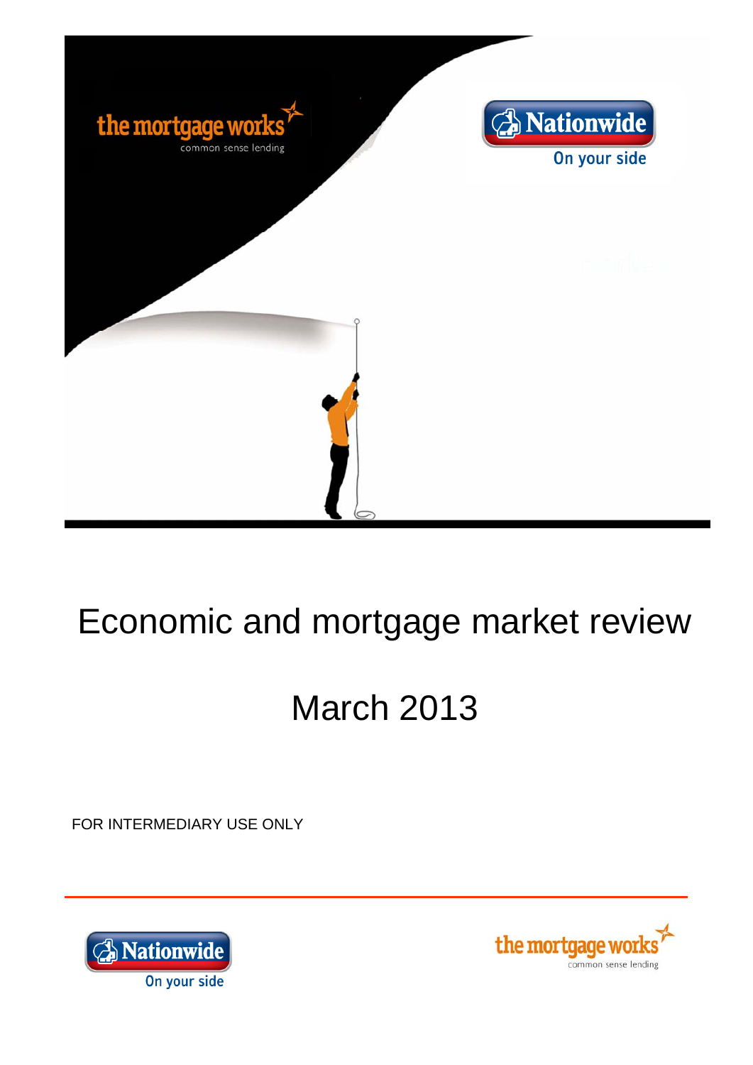the mortgage works
common sense lending

Nationwide
On your side

# Economic and mortgage market review

# March 2013

FOR INTERMEDIARY USE ONLY

Nationwide
On your side

the mortgage works
common sense lending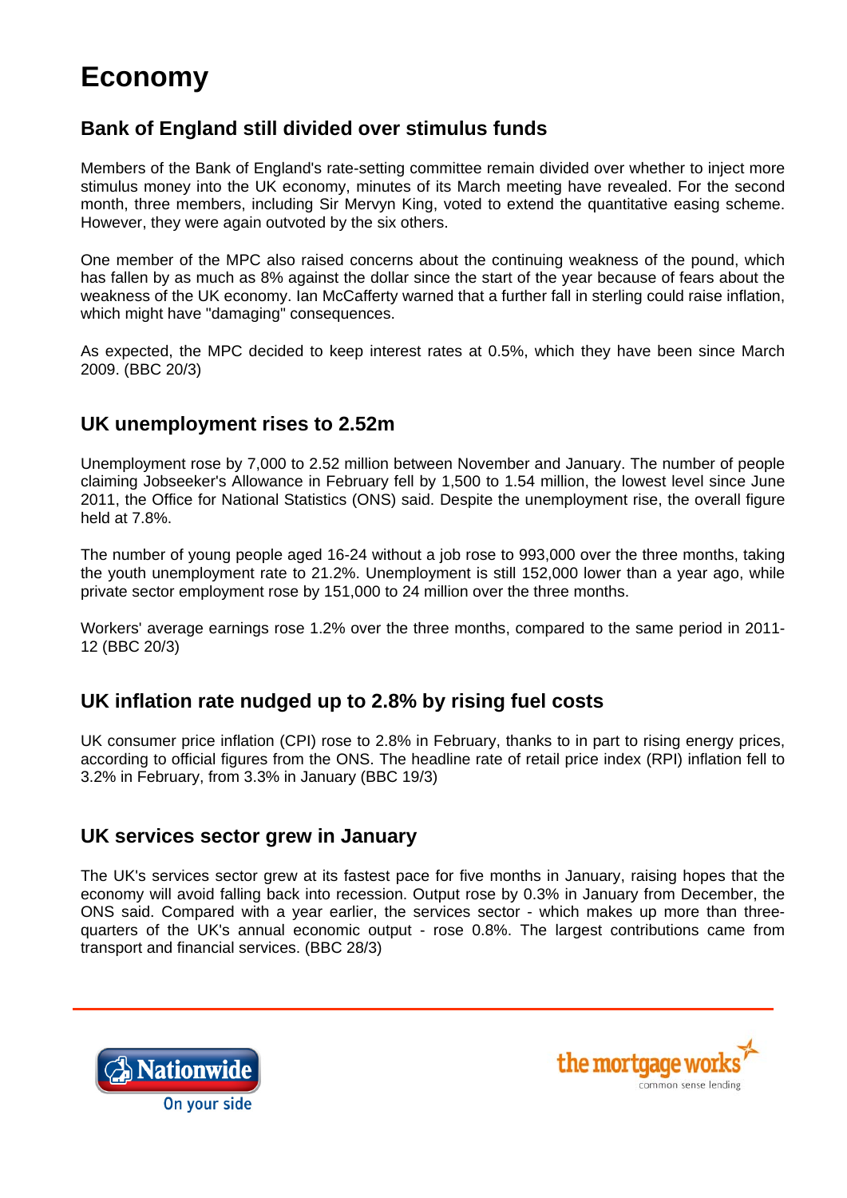# Economy

## Bank of England still divided over stimulus funds

Members of the Bank of England's rate-setting committee remain divided over whether to inject more stimulus money into the UK economy, minutes of its March meeting have revealed. For the second month, three members, including Sir Mervyn King, voted to extend the quantitative easing scheme. However, they were again outvoted by the six others.

One member of the MPC also raised concerns about the continuing weakness of the pound, which has fallen by as much as 8% against the dollar since the start of the year because of fears about the weakness of the UK economy. Ian McCafferty warned that a further fall in sterling could raise inflation, which might have "damaging" consequences.

As expected, the MPC decided to keep interest rates at 0.5%, which they have been since March 2009. (BBC 20/3)

## UK unemployment rises to 2.52m

Unemployment rose by 7,000 to 2.52 million between November and January. The number of people claiming Jobseeker's Allowance in February fell by 1,500 to 1.54 million, the lowest level since June 2011, the Office for National Statistics (ONS) said. Despite the unemployment rise, the overall figure held at 7.8%.

The number of young people aged 16-24 without a job rose to 993,000 over the three months, taking the youth unemployment rate to 21.2%. Unemployment is still 152,000 lower than a year ago, while private sector employment rose by 151,000 to 24 million over the three months.

Workers' average earnings rose 1.2% over the three months, compared to the same period in 2011-12 (BBC 20/3)

## UK inflation rate nudged up to 2.8% by rising fuel costs

UK consumer price inflation (CPI) rose to 2.8% in February, thanks to in part to rising energy prices, according to official figures from the ONS. The headline rate of retail price index (RPI) inflation fell to 3.2% in February, from 3.3% in January (BBC 19/3)

## UK services sector grew in January

The UK's services sector grew at its fastest pace for five months in January, raising hopes that the economy will avoid falling back into recession. Output rose by 0.3% in January from December, the ONS said. Compared with a year earlier, the services sector - which makes up more than three-quarters of the UK's annual economic output - rose 0.8%. The largest contributions came from transport and financial services. (BBC 28/3)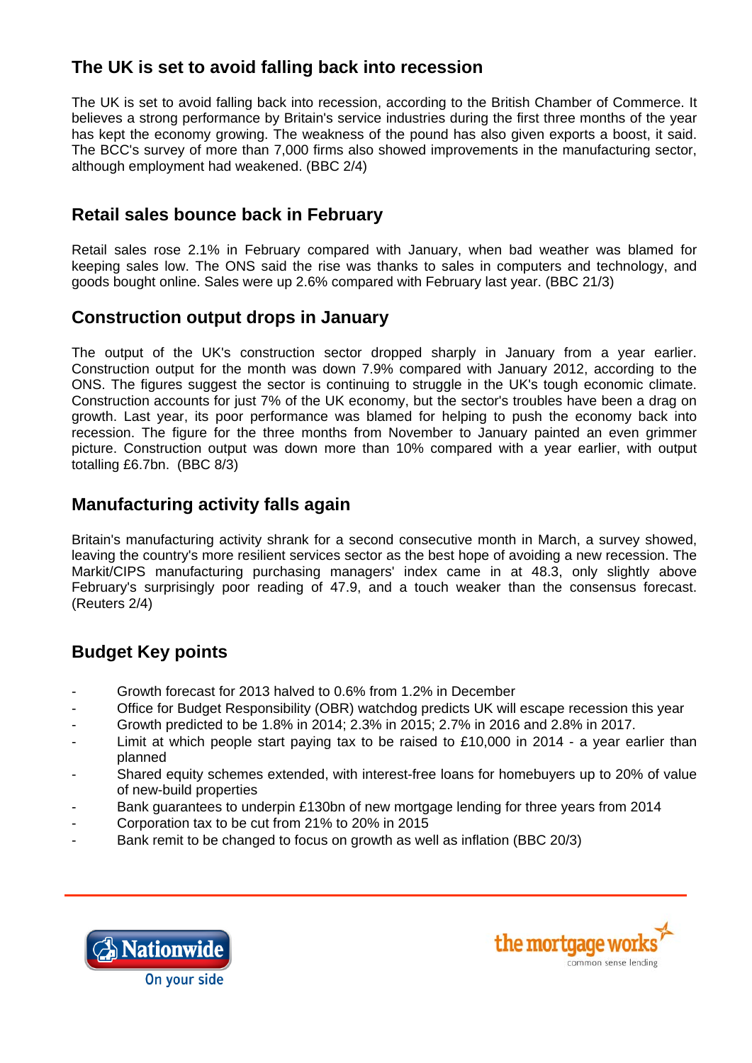## The UK is set to avoid falling back into recession

The UK is set to avoid falling back into recession, according to the British Chamber of Commerce. It believes a strong performance by Britain's service industries during the first three months of the year has kept the economy growing. The weakness of the pound has also given exports a boost, it said. The BCC's survey of more than 7,000 firms also showed improvements in the manufacturing sector, although employment had weakened. (BBC 2/4)

## Retail sales bounce back in February

Retail sales rose 2.1% in February compared with January, when bad weather was blamed for keeping sales low. The ONS said the rise was thanks to sales in computers and technology, and goods bought online. Sales were up 2.6% compared with February last year. (BBC 21/3)

## Construction output drops in January

The output of the UK's construction sector dropped sharply in January from a year earlier. Construction output for the month was down 7.9% compared with January 2012, according to the ONS. The figures suggest the sector is continuing to struggle in the UK's tough economic climate. Construction accounts for just 7% of the UK economy, but the sector's troubles have been a drag on growth. Last year, its poor performance was blamed for helping to push the economy back into recession. The figure for the three months from November to January painted an even grimmer picture. Construction output was down more than 10% compared with a year earlier, with output totalling £6.7bn. (BBC 8/3)

## Manufacturing activity falls again

Britain's manufacturing activity shrank for a second consecutive month in March, a survey showed, leaving the country's more resilient services sector as the best hope of avoiding a new recession. The Markit/CIPS manufacturing purchasing managers' index came in at 48.3, only slightly above February's surprisingly poor reading of 47.9, and a touch weaker than the consensus forecast. (Reuters 2/4)

## Budget Key points

- Growth forecast for 2013 halved to 0.6% from 1.2% in December
- Office for Budget Responsibility (OBR) watchdog predicts UK will escape recession this year
- Growth predicted to be 1.8% in 2014; 2.3% in 2015; 2.7% in 2016 and 2.8% in 2017.
- Limit at which people start paying tax to be raised to £10,000 in 2014 - a year earlier than planned
- Shared equity schemes extended, with interest-free loans for homebuyers up to 20% of value of new-build properties
- Bank guarantees to underpin £130bn of new mortgage lending for three years from 2014
- Corporation tax to be cut from 21% to 20% in 2015
- Bank remit to be changed to focus on growth as well as inflation (BBC 20/3)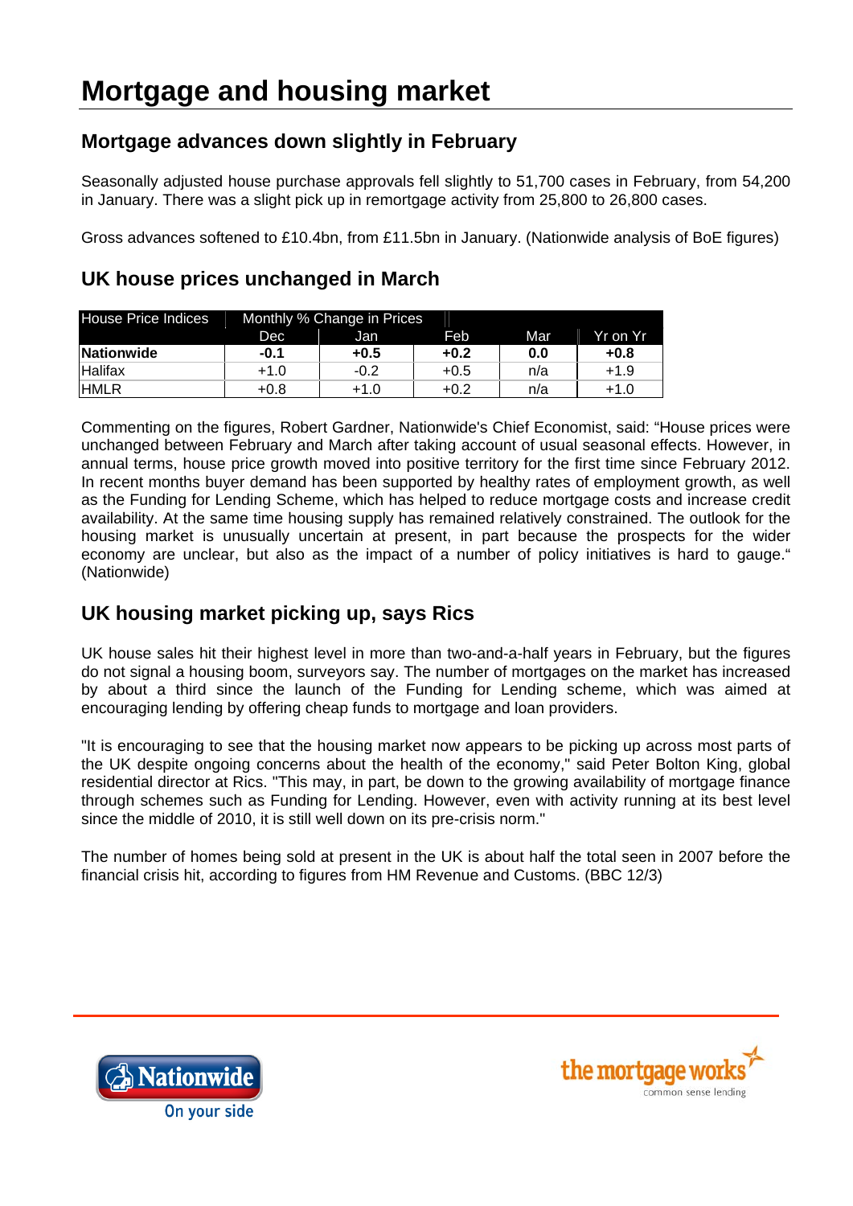# Mortgage and housing market

## Mortgage advances down slightly in February

Seasonally adjusted house purchase approvals fell slightly to 51,700 cases in February, from 54,200 in January. There was a slight pick up in remortgage activity from 25,800 to 26,800 cases.

Gross advances softened to £10.4bn, from £11.5bn in January. (Nationwide analysis of BoE figures)

## UK house prices unchanged in March

| House Price Indices | Monthly % Change in Prices | | | | |
|---|---|---|---|---|---|
| | Dec | Jan | Feb | Mar | Yr on Yr |
| **Nationwide** | **-0.1** | **+0.5** | **+0.2** | **0.0** | **+0.8** |
| Halifax | +1.0 | -0.2 | +0.5 | n/a | +1.9 |
| HMLR | +0.8 | +1.0 | +0.2 | n/a | +1.0 |

Commenting on the figures, Robert Gardner, Nationwide's Chief Economist, said: "House prices were unchanged between February and March after taking account of usual seasonal effects. However, in annual terms, house price growth moved into positive territory for the first time since February 2012. In recent months buyer demand has been supported by healthy rates of employment growth, as well as the Funding for Lending Scheme, which has helped to reduce mortgage costs and increase credit availability. At the same time housing supply has remained relatively constrained. The outlook for the housing market is unusually uncertain at present, in part because the prospects for the wider economy are unclear, but also as the impact of a number of policy initiatives is hard to gauge." (Nationwide)

## UK housing market picking up, says Rics

UK house sales hit their highest level in more than two-and-a-half years in February, but the figures do not signal a housing boom, surveyors say. The number of mortgages on the market has increased by about a third since the launch of the Funding for Lending scheme, which was aimed at encouraging lending by offering cheap funds to mortgage and loan providers.

"It is encouraging to see that the housing market now appears to be picking up across most parts of the UK despite ongoing concerns about the health of the economy," said Peter Bolton King, global residential director at Rics. "This may, in part, be down to the growing availability of mortgage finance through schemes such as Funding for Lending. However, even with activity running at its best level since the middle of 2010, it is still well down on its pre-crisis norm."

The number of homes being sold at present in the UK is about half the total seen in 2007 before the financial crisis hit, according to figures from HM Revenue and Customs. (BBC 12/3)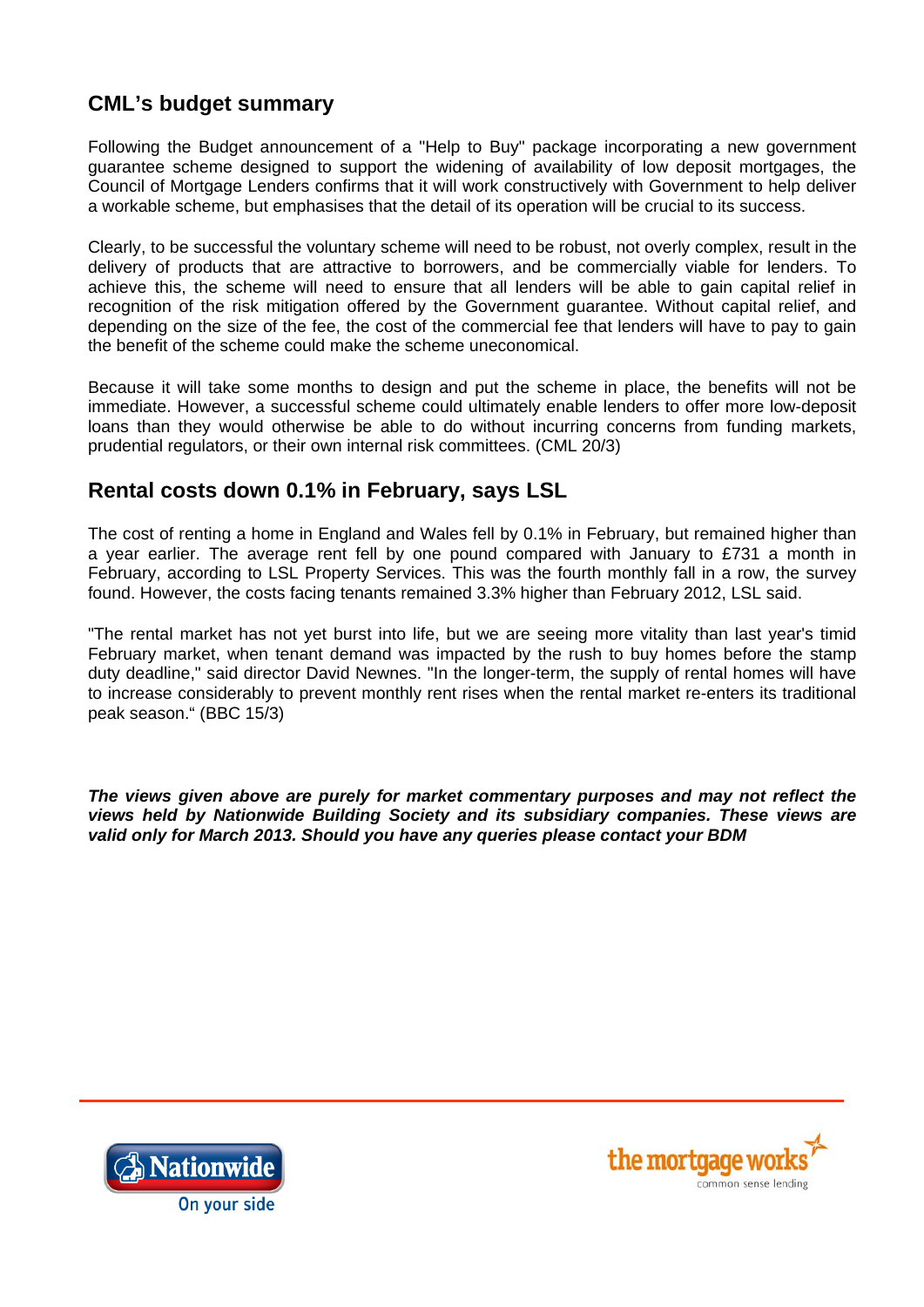## CML's budget summary

Following the Budget announcement of a "Help to Buy" package incorporating a new government guarantee scheme designed to support the widening of availability of low deposit mortgages, the Council of Mortgage Lenders confirms that it will work constructively with Government to help deliver a workable scheme, but emphasises that the detail of its operation will be crucial to its success.

Clearly, to be successful the voluntary scheme will need to be robust, not overly complex, result in the delivery of products that are attractive to borrowers, and be commercially viable for lenders. To achieve this, the scheme will need to ensure that all lenders will be able to gain capital relief in recognition of the risk mitigation offered by the Government guarantee. Without capital relief, and depending on the size of the fee, the cost of the commercial fee that lenders will have to pay to gain the benefit of the scheme could make the scheme uneconomical.

Because it will take some months to design and put the scheme in place, the benefits will not be immediate. However, a successful scheme could ultimately enable lenders to offer more low-deposit loans than they would otherwise be able to do without incurring concerns from funding markets, prudential regulators, or their own internal risk committees. (CML 20/3)

## Rental costs down 0.1% in February, says LSL

The cost of renting a home in England and Wales fell by 0.1% in February, but remained higher than a year earlier. The average rent fell by one pound compared with January to £731 a month in February, according to LSL Property Services. This was the fourth monthly fall in a row, the survey found. However, the costs facing tenants remained 3.3% higher than February 2012, LSL said.

"The rental market has not yet burst into life, but we are seeing more vitality than last year's timid February market, when tenant demand was impacted by the rush to buy homes before the stamp duty deadline," said director David Newnes. "In the longer-term, the supply of rental homes will have to increase considerably to prevent monthly rent rises when the rental market re-enters its traditional peak season." (BBC 15/3)

***The views given above are purely for market commentary purposes and may not reflect the views held by Nationwide Building Society and its subsidiary companies. These views are valid only for March 2013. Should you have any queries please contact your BDM***

Nationwide
On your side

the mortgage works
common sense lending